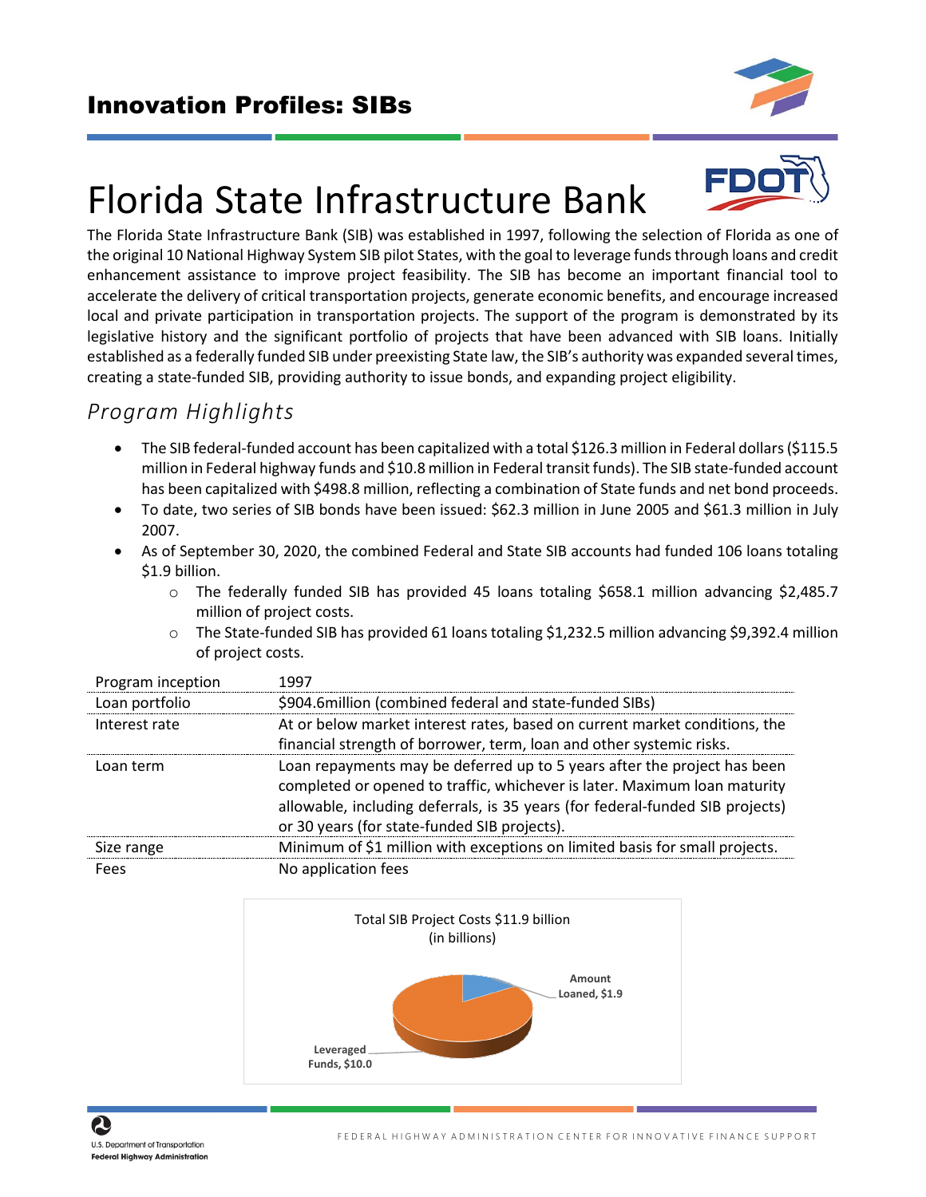## Innovation Profiles: SIBs

# Florida State Infrastructure Bank

The Florida State Infrastructure Bank (SIB) was established in 1997, following the selection of Florida as one of the original 10 National Highway System SIB pilot States, with the goal to leverage funds through loans and credit enhancement assistance to improve project feasibility. The SIB has become an important financial tool to accelerate the delivery of critical transportation projects, generate economic benefits, and encourage increased local and private participation in transportation projects. The support of the program is demonstrated by its legislative history and the significant portfolio of projects that have been advanced with SIB loans. Initially established as a federally funded SIB under preexisting State law, the SIB's authority was expanded several times, creating a state-funded SIB, providing authority to issue bonds, and expanding project eligibility.

## *Program Highlights*

- The SIB federal-funded account has been capitalized with a total $126.3 million in Federal dollars ($115.5 million in Federal highway funds and $10.8 million in Federal transit funds). The SIB state-funded account has been capitalized with $498.8 million, reflecting a combination of State funds and net bond proceeds.
- To date, two series of SIB bonds have been issued: $62.3 million in June 2005 and $61.3 million in July 2007.
- As of September 30, 2020, the combined Federal and State SIB accounts had funded 106 loans totaling $1.9 billion.
  - The federally funded SIB has provided 45 loans totaling $658.1 million advancing $2,485.7 million of project costs.
  - The State-funded SIB has provided 61 loans totaling $1,232.5 million advancing $9,392.4 million of project costs.

| | |
|---|---|
| Program inception | 1997 |
| Loan portfolio | $904.6million (combined federal and state-funded SIBs) |
| Interest rate | At or below market interest rates, based on current market conditions, the financial strength of borrower, term, loan and other systemic risks. |
| Loan term | Loan repayments may be deferred up to 5 years after the project has been completed or opened to traffic, whichever is later. Maximum loan maturity allowable, including deferrals, is 35 years (for federal-funded SIB projects) or 30 years (for state-funded SIB projects). |
| Size range | Minimum of $1 million with exceptions on limited basis for small projects. |
| Fees | No application fees |

Total SIB Project Costs $11.9 billion (in billions)

Amount Loaned, $1.9

Leveraged Funds, $10.0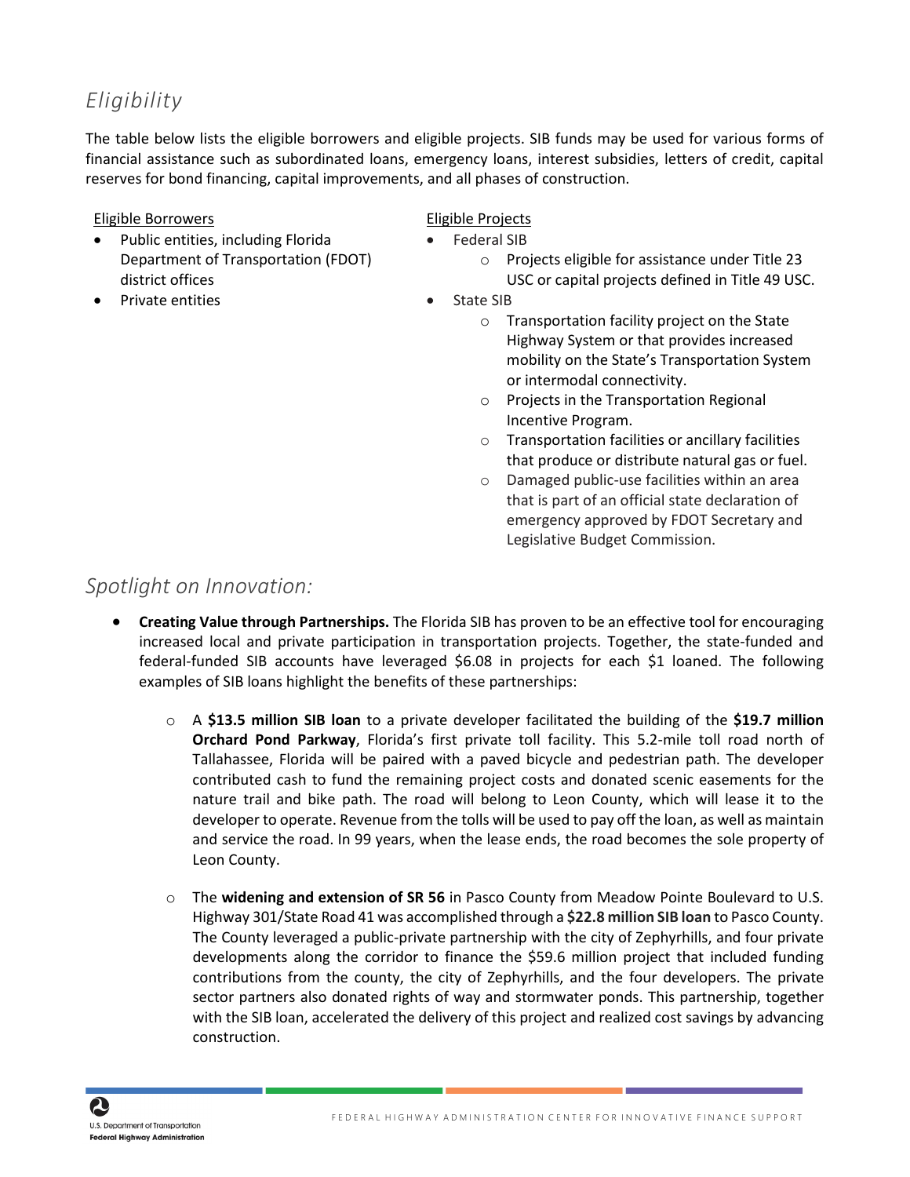## *Eligibility*

The table below lists the eligible borrowers and eligible projects. SIB funds may be used for various forms of financial assistance such as subordinated loans, emergency loans, interest subsidies, letters of credit, capital reserves for bond financing, capital improvements, and all phases of construction.

Eligible Borrowers

- Public entities, including Florida Department of Transportation (FDOT) district offices
- Private entities

Eligible Projects

- Federal SIB
  - Projects eligible for assistance under Title 23 USC or capital projects defined in Title 49 USC.
- State SIB
  - Transportation facility project on the State Highway System or that provides increased mobility on the State's Transportation System or intermodal connectivity.
  - Projects in the Transportation Regional Incentive Program.
  - Transportation facilities or ancillary facilities that produce or distribute natural gas or fuel.
  - Damaged public-use facilities within an area that is part of an official state declaration of emergency approved by FDOT Secretary and Legislative Budget Commission.

## *Spotlight on Innovation:*

- **Creating Value through Partnerships.** The Florida SIB has proven to be an effective tool for encouraging increased local and private participation in transportation projects. Together, the state-funded and federal-funded SIB accounts have leveraged $6.08 in projects for each $1 loaned. The following examples of SIB loans highlight the benefits of these partnerships:
  - A **$13.5 million SIB loan** to a private developer facilitated the building of the **$19.7 million Orchard Pond Parkway**, Florida's first private toll facility. This 5.2-mile toll road north of Tallahassee, Florida will be paired with a paved bicycle and pedestrian path. The developer contributed cash to fund the remaining project costs and donated scenic easements for the nature trail and bike path. The road will belong to Leon County, which will lease it to the developer to operate. Revenue from the tolls will be used to pay off the loan, as well as maintain and service the road. In 99 years, when the lease ends, the road becomes the sole property of Leon County.
  - The **widening and extension of SR 56** in Pasco County from Meadow Pointe Boulevard to U.S. Highway 301/State Road 41 was accomplished through a **$22.8 million SIB loan** to Pasco County. The County leveraged a public-private partnership with the city of Zephyrhills, and four private developments along the corridor to finance the $59.6 million project that included funding contributions from the county, the city of Zephyrhills, and the four developers. The private sector partners also donated rights of way and stormwater ponds. This partnership, together with the SIB loan, accelerated the delivery of this project and realized cost savings by advancing construction.